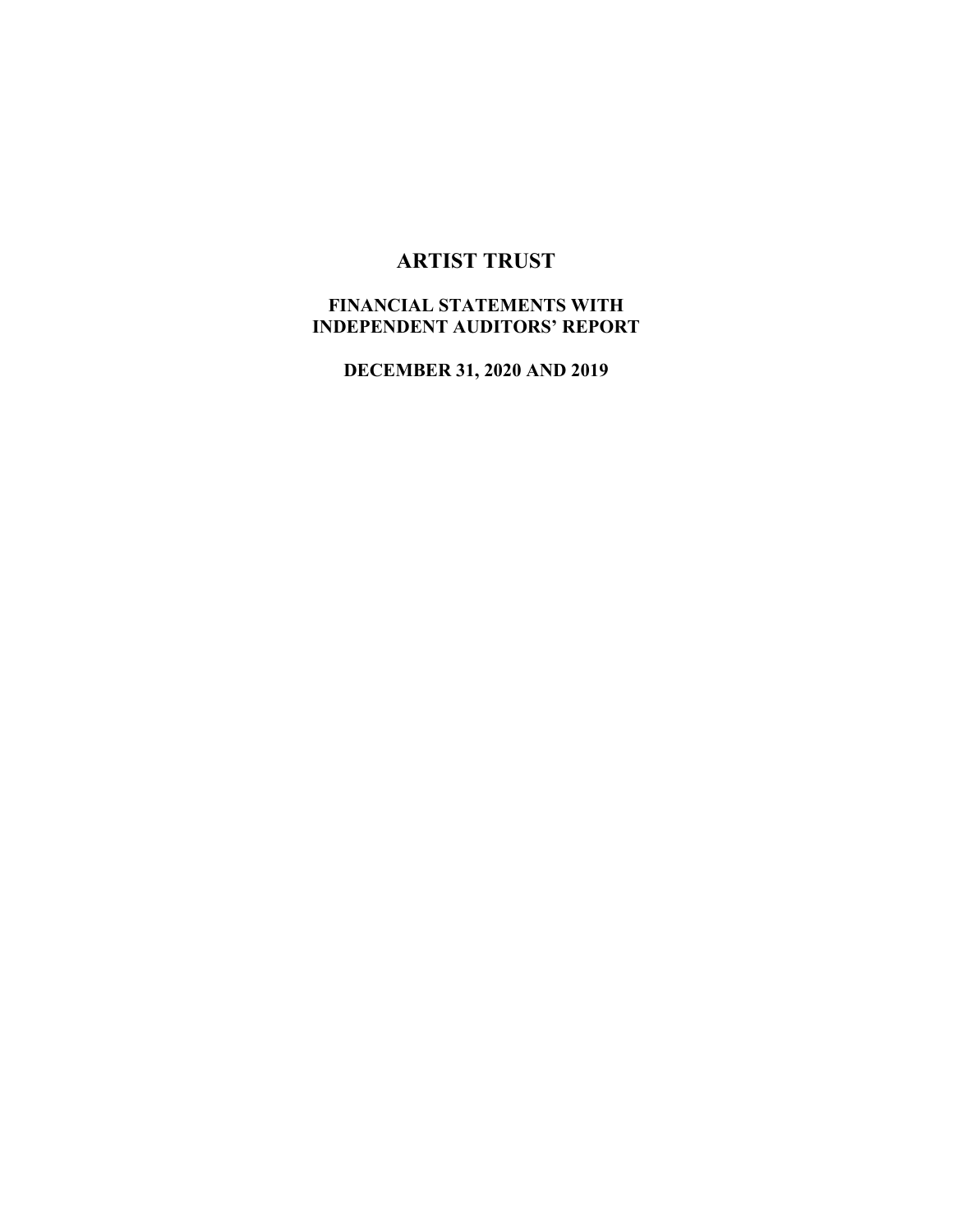# ARTIST TRUST

## FINANCIAL STATEMENTS WITH INDEPENDENT AUDITORS' REPORT

## DECEMBER 31, 2020 AND 2019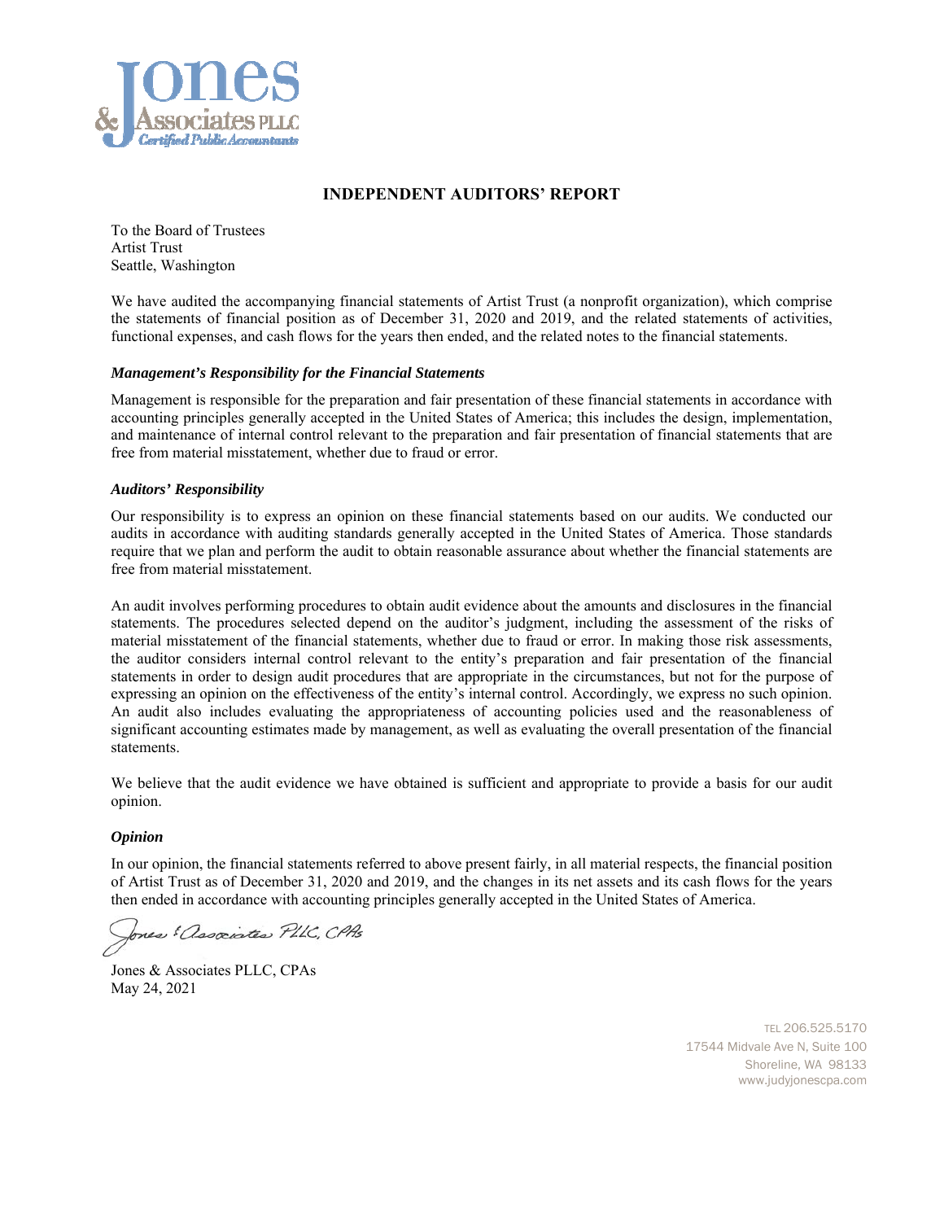Jones & Associates PLLC
*Certified Public Accountants*

## INDEPENDENT AUDITORS' REPORT

To the Board of Trustees
Artist Trust
Seattle, Washington

We have audited the accompanying financial statements of Artist Trust (a nonprofit organization), which comprise the statements of financial position as of December 31, 2020 and 2019, and the related statements of activities, functional expenses, and cash flows for the years then ended, and the related notes to the financial statements.

### *Management's Responsibility for the Financial Statements*

Management is responsible for the preparation and fair presentation of these financial statements in accordance with accounting principles generally accepted in the United States of America; this includes the design, implementation, and maintenance of internal control relevant to the preparation and fair presentation of financial statements that are free from material misstatement, whether due to fraud or error.

### *Auditors' Responsibility*

Our responsibility is to express an opinion on these financial statements based on our audits. We conducted our audits in accordance with auditing standards generally accepted in the United States of America. Those standards require that we plan and perform the audit to obtain reasonable assurance about whether the financial statements are free from material misstatement.

An audit involves performing procedures to obtain audit evidence about the amounts and disclosures in the financial statements. The procedures selected depend on the auditor's judgment, including the assessment of the risks of material misstatement of the financial statements, whether due to fraud or error. In making those risk assessments, the auditor considers internal control relevant to the entity's preparation and fair presentation of the financial statements in order to design audit procedures that are appropriate in the circumstances, but not for the purpose of expressing an opinion on the effectiveness of the entity's internal control. Accordingly, we express no such opinion. An audit also includes evaluating the appropriateness of accounting policies used and the reasonableness of significant accounting estimates made by management, as well as evaluating the overall presentation of the financial statements.

We believe that the audit evidence we have obtained is sufficient and appropriate to provide a basis for our audit opinion.

### *Opinion*

In our opinion, the financial statements referred to above present fairly, in all material respects, the financial position of Artist Trust as of December 31, 2020 and 2019, and the changes in its net assets and its cash flows for the years then ended in accordance with accounting principles generally accepted in the United States of America.

*Jones & Associates PLLC, CPAs*

Jones & Associates PLLC, CPAs
May 24, 2021

TEL 206.525.5170
17544 Midvale Ave N, Suite 100
Shoreline, WA 98133
www.judyjonescpa.com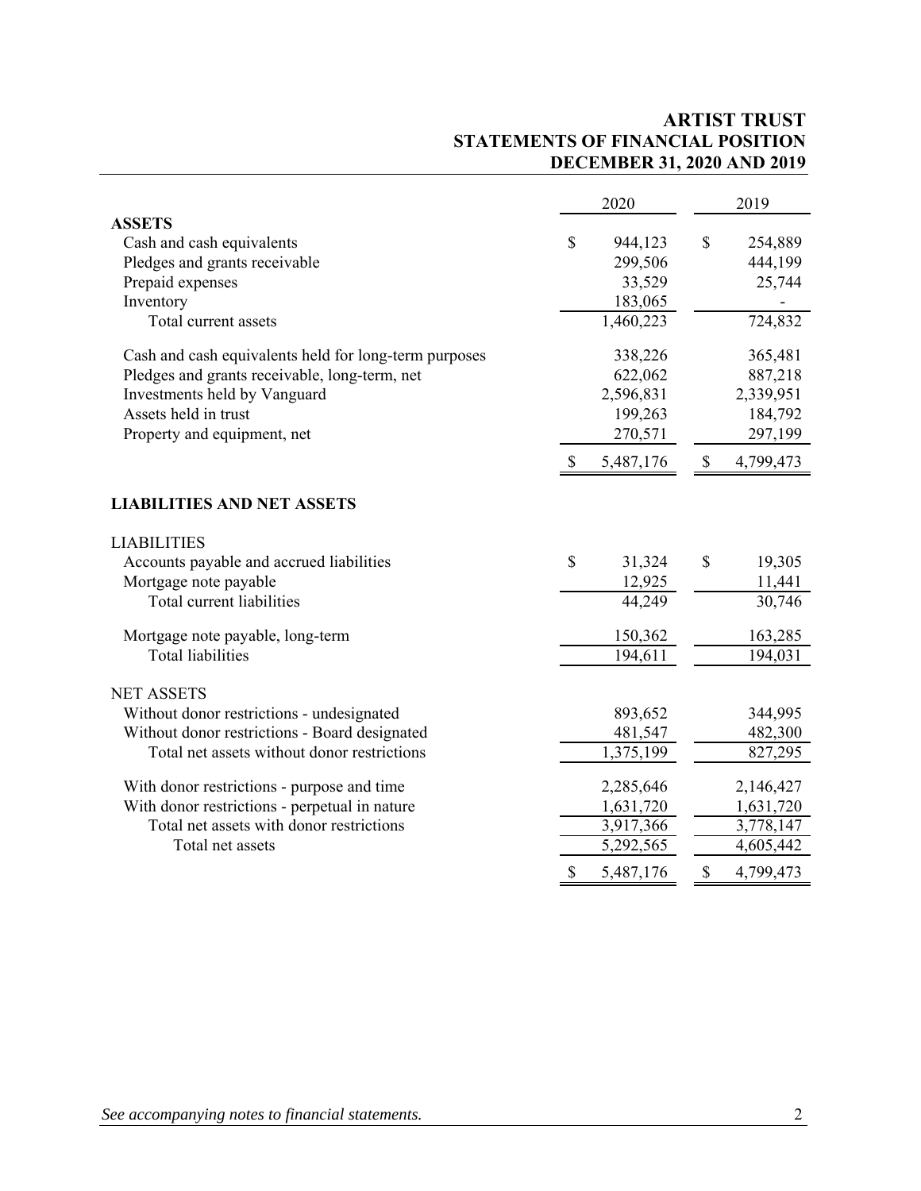# ARTIST TRUST
## STATEMENTS OF FINANCIAL POSITION
### DECEMBER 31, 2020 AND 2019

| | 2020 | 2019 |
|---|---|---|
| **ASSETS** | | |
| Cash and cash equivalents | $ 944,123 | $ 254,889 |
| Pledges and grants receivable | 299,506 | 444,199 |
| Prepaid expenses | 33,529 | 25,744 |
| Inventory | 183,065 | - |
| Total current assets | 1,460,223 | 724,832 |
| Cash and cash equivalents held for long-term purposes | 338,226 | 365,481 |
| Pledges and grants receivable, long-term, net | 622,062 | 887,218 |
| Investments held by Vanguard | 2,596,831 | 2,339,951 |
| Assets held in trust | 199,263 | 184,792 |
| Property and equipment, net | 270,571 | 297,199 |
| | $ 5,487,176 | $ 4,799,473 |
| **LIABILITIES AND NET ASSETS** | | |
| LIABILITIES | | |
| Accounts payable and accrued liabilities | $ 31,324 | $ 19,305 |
| Mortgage note payable | 12,925 | 11,441 |
| Total current liabilities | 44,249 | 30,746 |
| Mortgage note payable, long-term | 150,362 | 163,285 |
| Total liabilities | 194,611 | 194,031 |
| NET ASSETS | | |
| Without donor restrictions - undesignated | 893,652 | 344,995 |
| Without donor restrictions - Board designated | 481,547 | 482,300 |
| Total net assets without donor restrictions | 1,375,199 | 827,295 |
| With donor restrictions - purpose and time | 2,285,646 | 2,146,427 |
| With donor restrictions - perpetual in nature | 1,631,720 | 1,631,720 |
| Total net assets with donor restrictions | 3,917,366 | 3,778,147 |
| Total net assets | 5,292,565 | 4,605,442 |
| | $ 5,487,176 | $ 4,799,473 |

*See accompanying notes to financial statements.*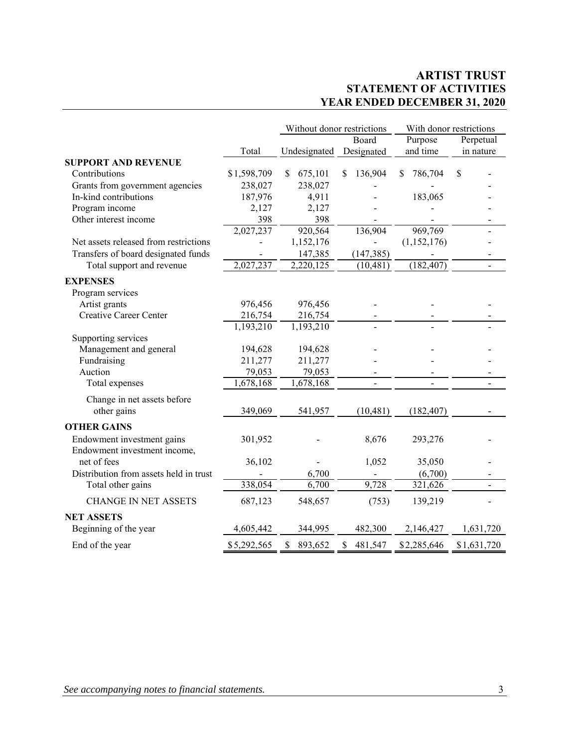# ARTIST TRUST
## STATEMENT OF ACTIVITIES
## YEAR ENDED DECEMBER 31, 2020

| | | Without donor restrictions | | With donor restrictions | |
|---|---|---|---|---|---|
| | Total | Undesignated | Board Designated | Purpose and time | Perpetual in nature |
| **SUPPORT AND REVENUE** | | | | | |
| Contributions | $1,598,709 | $ 675,101 | $ 136,904 | $ 786,704 | $ - |
| Grants from government agencies | 238,027 | 238,027 | - | - | - |
| In-kind contributions | 187,976 | 4,911 | - | 183,065 | - |
| Program income | 2,127 | 2,127 | - | - | - |
| Other interest income | 398 | 398 | - | - | - |
| | 2,027,237 | 920,564 | 136,904 | 969,769 | - |
| Net assets released from restrictions | - | 1,152,176 | - | (1,152,176) | - |
| Transfers of board designated funds | - | 147,385 | (147,385) | - | - |
| Total support and revenue | 2,027,237 | 2,220,125 | (10,481) | (182,407) | - |
| **EXPENSES** | | | | | |
| Program services | | | | | |
| Artist grants | 976,456 | 976,456 | - | - | - |
| Creative Career Center | 216,754 | 216,754 | - | - | - |
| | 1,193,210 | 1,193,210 | - | - | - |
| Supporting services | | | | | |
| Management and general | 194,628 | 194,628 | - | - | - |
| Fundraising | 211,277 | 211,277 | - | - | - |
| Auction | 79,053 | 79,053 | - | - | - |
| Total expenses | 1,678,168 | 1,678,168 | - | - | - |
| Change in net assets before other gains | 349,069 | 541,957 | (10,481) | (182,407) | - |
| **OTHER GAINS** | | | | | |
| Endowment investment gains | 301,952 | - | 8,676 | 293,276 | - |
| Endowment investment income, net of fees | 36,102 | - | 1,052 | 35,050 | - |
| Distribution from assets held in trust | - | 6,700 | - | (6,700) | - |
| Total other gains | 338,054 | 6,700 | 9,728 | 321,626 | - |
| CHANGE IN NET ASSETS | 687,123 | 548,657 | (753) | 139,219 | - |
| **NET ASSETS** | | | | | |
| Beginning of the year | 4,605,442 | 344,995 | 482,300 | 2,146,427 | 1,631,720 |
| End of the year | $5,292,565 | $ 893,652 | $ 481,547 | $2,285,646 | $1,631,720 |

*See accompanying notes to financial statements.*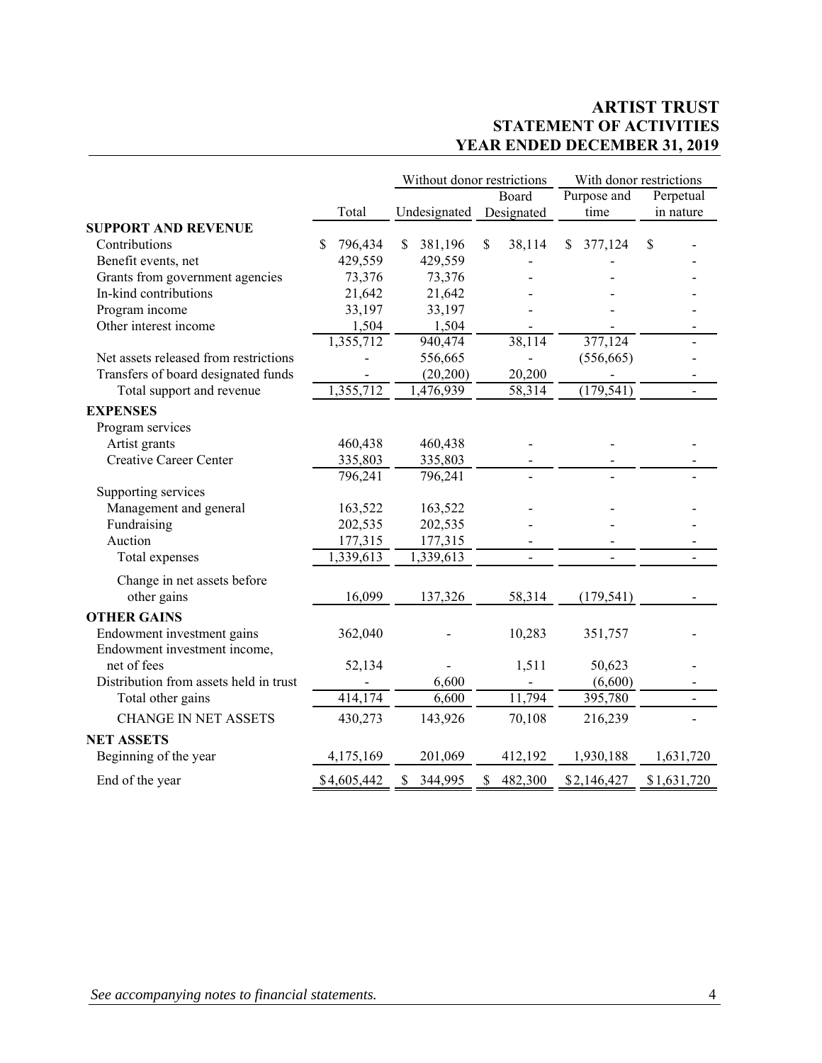# ARTIST TRUST
## STATEMENT OF ACTIVITIES
## YEAR ENDED DECEMBER 31, 2019

| | | Without donor restrictions | | With donor restrictions | |
|---|---|---|---|---|---|
| | Total | Undesignated | Board Designated | Purpose and time | Perpetual in nature |
| **SUPPORT AND REVENUE** | | | | | |
| Contributions | $ 796,434 | $ 381,196 | $ 38,114 | $ 377,124 | $ - |
| Benefit events, net | 429,559 | 429,559 | - | - | - |
| Grants from government agencies | 73,376 | 73,376 | - | - | - |
| In-kind contributions | 21,642 | 21,642 | - | - | - |
| Program income | 33,197 | 33,197 | - | - | - |
| Other interest income | 1,504 | 1,504 | - | - | - |
| | 1,355,712 | 940,474 | 38,114 | 377,124 | - |
| Net assets released from restrictions | - | 556,665 | - | (556,665) | - |
| Transfers of board designated funds | - | (20,200) | 20,200 | - | - |
| Total support and revenue | 1,355,712 | 1,476,939 | 58,314 | (179,541) | - |
| **EXPENSES** | | | | | |
| Program services | | | | | |
| Artist grants | 460,438 | 460,438 | - | - | - |
| Creative Career Center | 335,803 | 335,803 | - | - | - |
| | 796,241 | 796,241 | - | - | - |
| Supporting services | | | | | |
| Management and general | 163,522 | 163,522 | - | - | - |
| Fundraising | 202,535 | 202,535 | - | - | - |
| Auction | 177,315 | 177,315 | - | - | - |
| Total expenses | 1,339,613 | 1,339,613 | - | - | - |
| Change in net assets before other gains | 16,099 | 137,326 | 58,314 | (179,541) | - |
| **OTHER GAINS** | | | | | |
| Endowment investment gains | 362,040 | - | 10,283 | 351,757 | - |
| Endowment investment income, net of fees | 52,134 | - | 1,511 | 50,623 | - |
| Distribution from assets held in trust | - | 6,600 | - | (6,600) | - |
| Total other gains | 414,174 | 6,600 | 11,794 | 395,780 | - |
| CHANGE IN NET ASSETS | 430,273 | 143,926 | 70,108 | 216,239 | - |
| **NET ASSETS** | | | | | |
| Beginning of the year | 4,175,169 | 201,069 | 412,192 | 1,930,188 | 1,631,720 |
| End of the year | $4,605,442 | $ 344,995 | $ 482,300 | $2,146,427 | $1,631,720 |

*See accompanying notes to financial statements.*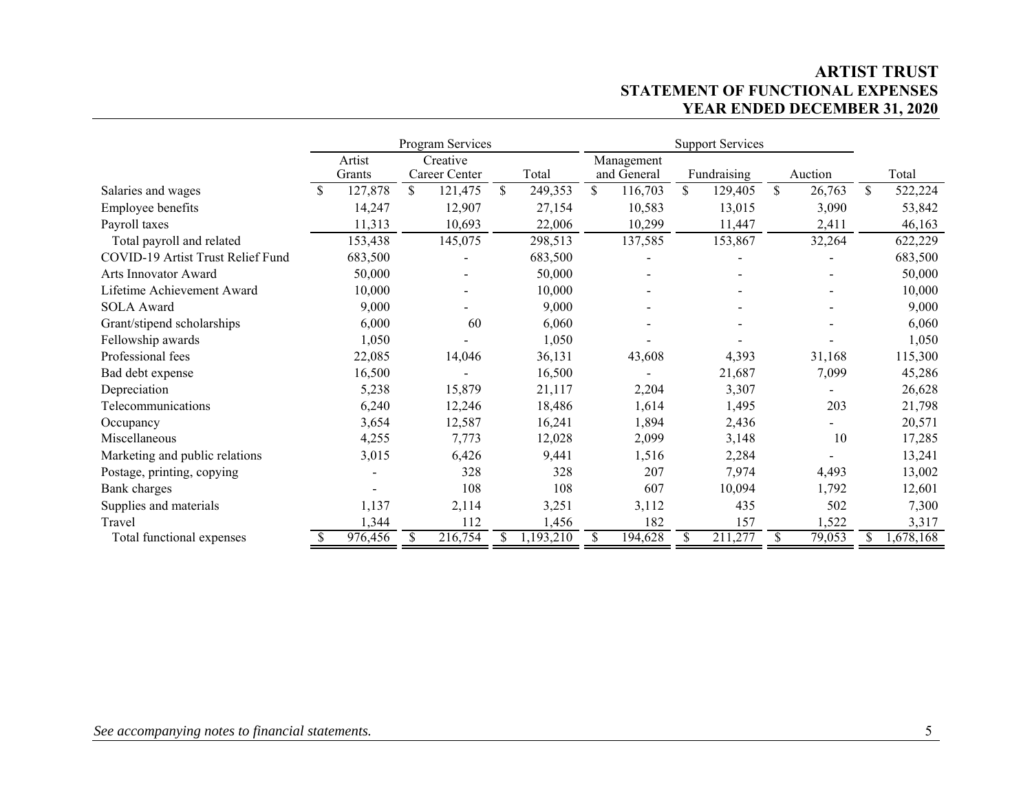# ARTIST TRUST
## STATEMENT OF FUNCTIONAL EXPENSES
## YEAR ENDED DECEMBER 31, 2020

| | Program Services | | | Support Services | | | |
|---|---|---|---|---|---|---|---|
| | Artist Grants | Creative Career Center | Total | Management and General | Fundraising | Auction | Total |
| Salaries and wages | $ 127,878 | $ 121,475 | $ 249,353 | $ 116,703 | $ 129,405 | $ 26,763 | $ 522,224 |
| Employee benefits | 14,247 | 12,907 | 27,154 | 10,583 | 13,015 | 3,090 | 53,842 |
| Payroll taxes | 11,313 | 10,693 | 22,006 | 10,299 | 11,447 | 2,411 | 46,163 |
| Total payroll and related | 153,438 | 145,075 | 298,513 | 137,585 | 153,867 | 32,264 | 622,229 |
| COVID-19 Artist Trust Relief Fund | 683,500 | - | 683,500 | - | - | - | 683,500 |
| Arts Innovator Award | 50,000 | - | 50,000 | - | - | - | 50,000 |
| Lifetime Achievement Award | 10,000 | - | 10,000 | - | - | - | 10,000 |
| SOLA Award | 9,000 | - | 9,000 | - | - | - | 9,000 |
| Grant/stipend scholarships | 6,000 | 60 | 6,060 | - | - | - | 6,060 |
| Fellowship awards | 1,050 | - | 1,050 | - | - | - | 1,050 |
| Professional fees | 22,085 | 14,046 | 36,131 | 43,608 | 4,393 | 31,168 | 115,300 |
| Bad debt expense | 16,500 | - | 16,500 | - | 21,687 | 7,099 | 45,286 |
| Depreciation | 5,238 | 15,879 | 21,117 | 2,204 | 3,307 | - | 26,628 |
| Telecommunications | 6,240 | 12,246 | 18,486 | 1,614 | 1,495 | 203 | 21,798 |
| Occupancy | 3,654 | 12,587 | 16,241 | 1,894 | 2,436 | - | 20,571 |
| Miscellaneous | 4,255 | 7,773 | 12,028 | 2,099 | 3,148 | 10 | 17,285 |
| Marketing and public relations | 3,015 | 6,426 | 9,441 | 1,516 | 2,284 | - | 13,241 |
| Postage, printing, copying | - | 328 | 328 | 207 | 7,974 | 4,493 | 13,002 |
| Bank charges | - | 108 | 108 | 607 | 10,094 | 1,792 | 12,601 |
| Supplies and materials | 1,137 | 2,114 | 3,251 | 3,112 | 435 | 502 | 7,300 |
| Travel | 1,344 | 112 | 1,456 | 182 | 157 | 1,522 | 3,317 |
| Total functional expenses | $ 976,456 | $ 216,754 | $ 1,193,210 | $ 194,628 | $ 211,277 | $ 79,053 | $ 1,678,168 |

*See accompanying notes to financial statements.*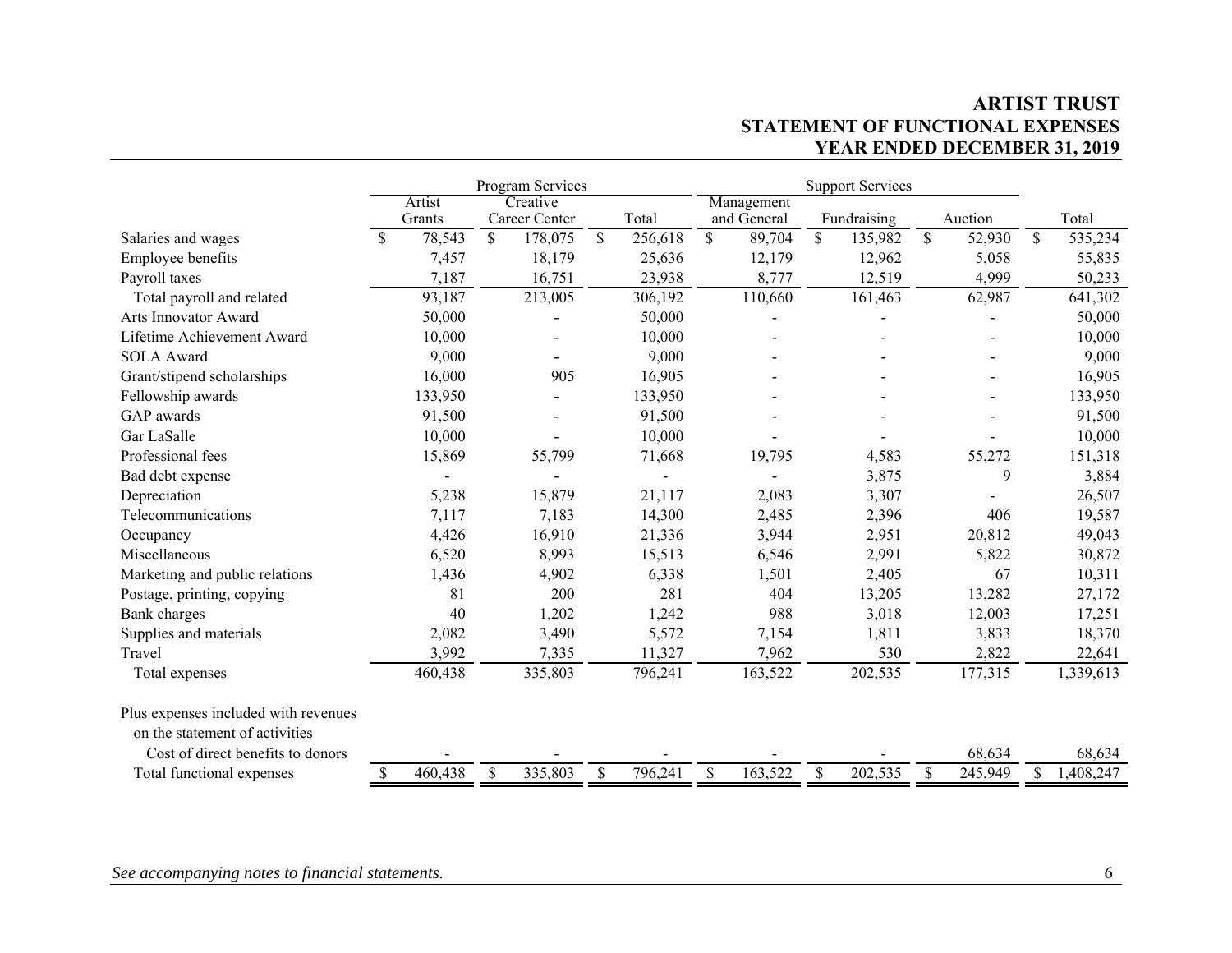# ARTIST TRUST
## STATEMENT OF FUNCTIONAL EXPENSES
### YEAR ENDED DECEMBER 31, 2019

| | Program Services | | | Support Services | | | |
|---|---|---|---|---|---|---|---|
| | Artist Grants | Creative Career Center | Total | Management and General | Fundraising | Auction | Total |
| Salaries and wages | $ 78,543 | $ 178,075 | $ 256,618 | $ 89,704 | $ 135,982 | $ 52,930 | $ 535,234 |
| Employee benefits | 7,457 | 18,179 | 25,636 | 12,179 | 12,962 | 5,058 | 55,835 |
| Payroll taxes | 7,187 | 16,751 | 23,938 | 8,777 | 12,519 | 4,999 | 50,233 |
| Total payroll and related | 93,187 | 213,005 | 306,192 | 110,660 | 161,463 | 62,987 | 641,302 |
| Arts Innovator Award | 50,000 | - | 50,000 | - | - | - | 50,000 |
| Lifetime Achievement Award | 10,000 | - | 10,000 | - | - | - | 10,000 |
| SOLA Award | 9,000 | - | 9,000 | - | - | - | 9,000 |
| Grant/stipend scholarships | 16,000 | 905 | 16,905 | - | - | - | 16,905 |
| Fellowship awards | 133,950 | - | 133,950 | - | - | - | 133,950 |
| GAP awards | 91,500 | - | 91,500 | - | - | - | 91,500 |
| Gar LaSalle | 10,000 | - | 10,000 | - | - | - | 10,000 |
| Professional fees | 15,869 | 55,799 | 71,668 | 19,795 | 4,583 | 55,272 | 151,318 |
| Bad debt expense | - | - | - | - | 3,875 | 9 | 3,884 |
| Depreciation | 5,238 | 15,879 | 21,117 | 2,083 | 3,307 | - | 26,507 |
| Telecommunications | 7,117 | 7,183 | 14,300 | 2,485 | 2,396 | 406 | 19,587 |
| Occupancy | 4,426 | 16,910 | 21,336 | 3,944 | 2,951 | 20,812 | 49,043 |
| Miscellaneous | 6,520 | 8,993 | 15,513 | 6,546 | 2,991 | 5,822 | 30,872 |
| Marketing and public relations | 1,436 | 4,902 | 6,338 | 1,501 | 2,405 | 67 | 10,311 |
| Postage, printing, copying | 81 | 200 | 281 | 404 | 13,205 | 13,282 | 27,172 |
| Bank charges | 40 | 1,202 | 1,242 | 988 | 3,018 | 12,003 | 17,251 |
| Supplies and materials | 2,082 | 3,490 | 5,572 | 7,154 | 1,811 | 3,833 | 18,370 |
| Travel | 3,992 | 7,335 | 11,327 | 7,962 | 530 | 2,822 | 22,641 |
| Total expenses | 460,438 | 335,803 | 796,241 | 163,522 | 202,535 | 177,315 | 1,339,613 |
| Plus expenses included with revenues on the statement of activities | | | | | | | |
| Cost of direct benefits to donors | - | - | - | - | - | 68,634 | 68,634 |
| Total functional expenses | $ 460,438 | $ 335,803 | $ 796,241 | $ 163,522 | $ 202,535 | $ 245,949 | $ 1,408,247 |

*See accompanying notes to financial statements.*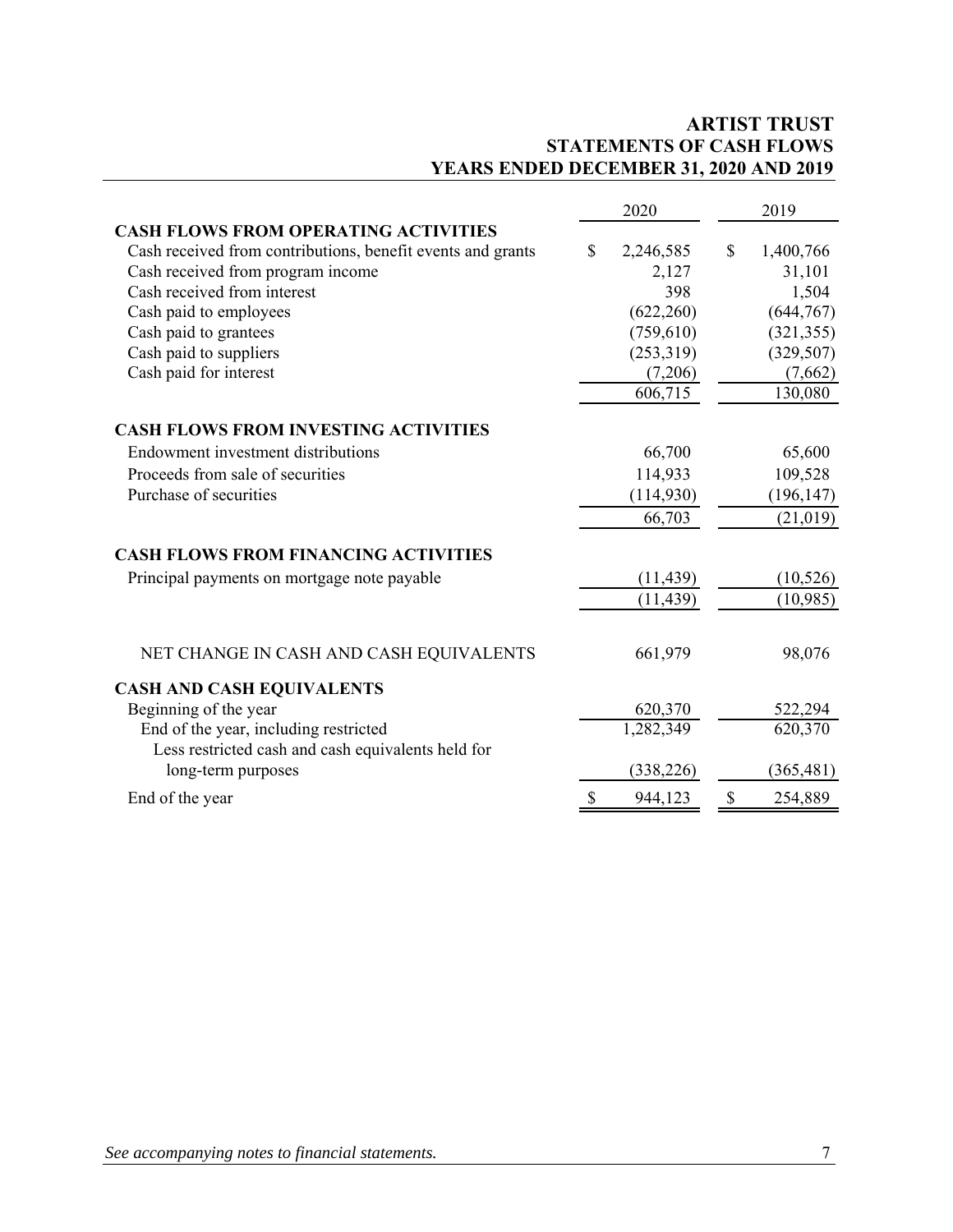# ARTIST TRUST
## STATEMENTS OF CASH FLOWS
## YEARS ENDED DECEMBER 31, 2020 AND 2019

| | 2020 | 2019 |
|---|---|---|
| **CASH FLOWS FROM OPERATING ACTIVITIES** | | |
| Cash received from contributions, benefit events and grants | $ 2,246,585 | $ 1,400,766 |
| Cash received from program income | 2,127 | 31,101 |
| Cash received from interest | 398 | 1,504 |
| Cash paid to employees | (622,260) | (644,767) |
| Cash paid to grantees | (759,610) | (321,355) |
| Cash paid to suppliers | (253,319) | (329,507) |
| Cash paid for interest | (7,206) | (7,662) |
| | 606,715 | 130,080 |
| **CASH FLOWS FROM INVESTING ACTIVITIES** | | |
| Endowment investment distributions | 66,700 | 65,600 |
| Proceeds from sale of securities | 114,933 | 109,528 |
| Purchase of securities | (114,930) | (196,147) |
| | 66,703 | (21,019) |
| **CASH FLOWS FROM FINANCING ACTIVITIES** | | |
| Principal payments on mortgage note payable | (11,439) | (10,526) |
| | (11,439) | (10,985) |
| NET CHANGE IN CASH AND CASH EQUIVALENTS | 661,979 | 98,076 |
| **CASH AND CASH EQUIVALENTS** | | |
| Beginning of the year | 620,370 | 522,294 |
| End of the year, including restricted | 1,282,349 | 620,370 |
| Less restricted cash and cash equivalents held for long-term purposes | (338,226) | (365,481) |
| End of the year | $ 944,123 | $ 254,889 |

*See accompanying notes to financial statements.*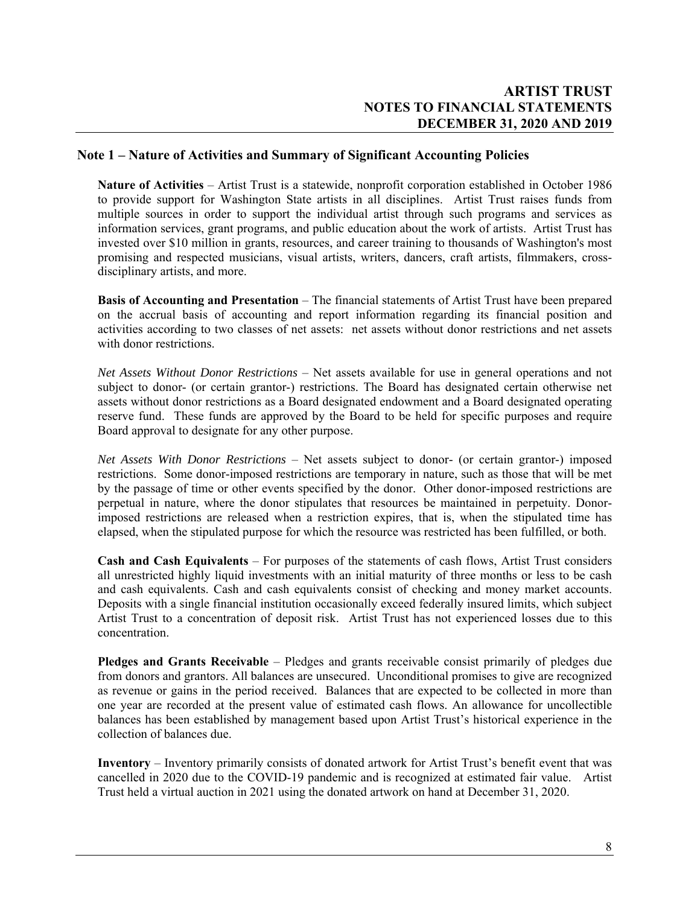## Note 1 – Nature of Activities and Summary of Significant Accounting Policies

**Nature of Activities** – Artist Trust is a statewide, nonprofit corporation established in October 1986 to provide support for Washington State artists in all disciplines. Artist Trust raises funds from multiple sources in order to support the individual artist through such programs and services as information services, grant programs, and public education about the work of artists. Artist Trust has invested over $10 million in grants, resources, and career training to thousands of Washington's most promising and respected musicians, visual artists, writers, dancers, craft artists, filmmakers, cross-disciplinary artists, and more.

**Basis of Accounting and Presentation** – The financial statements of Artist Trust have been prepared on the accrual basis of accounting and report information regarding its financial position and activities according to two classes of net assets: net assets without donor restrictions and net assets with donor restrictions.

*Net Assets Without Donor Restrictions* – Net assets available for use in general operations and not subject to donor- (or certain grantor-) restrictions. The Board has designated certain otherwise net assets without donor restrictions as a Board designated endowment and a Board designated operating reserve fund. These funds are approved by the Board to be held for specific purposes and require Board approval to designate for any other purpose.

*Net Assets With Donor Restrictions* – Net assets subject to donor- (or certain grantor-) imposed restrictions. Some donor-imposed restrictions are temporary in nature, such as those that will be met by the passage of time or other events specified by the donor. Other donor-imposed restrictions are perpetual in nature, where the donor stipulates that resources be maintained in perpetuity. Donor-imposed restrictions are released when a restriction expires, that is, when the stipulated time has elapsed, when the stipulated purpose for which the resource was restricted has been fulfilled, or both.

**Cash and Cash Equivalents** – For purposes of the statements of cash flows, Artist Trust considers all unrestricted highly liquid investments with an initial maturity of three months or less to be cash and cash equivalents. Cash and cash equivalents consist of checking and money market accounts. Deposits with a single financial institution occasionally exceed federally insured limits, which subject Artist Trust to a concentration of deposit risk. Artist Trust has not experienced losses due to this concentration.

**Pledges and Grants Receivable** – Pledges and grants receivable consist primarily of pledges due from donors and grantors. All balances are unsecured. Unconditional promises to give are recognized as revenue or gains in the period received. Balances that are expected to be collected in more than one year are recorded at the present value of estimated cash flows. An allowance for uncollectible balances has been established by management based upon Artist Trust's historical experience in the collection of balances due.

**Inventory** – Inventory primarily consists of donated artwork for Artist Trust's benefit event that was cancelled in 2020 due to the COVID-19 pandemic and is recognized at estimated fair value. Artist Trust held a virtual auction in 2021 using the donated artwork on hand at December 31, 2020.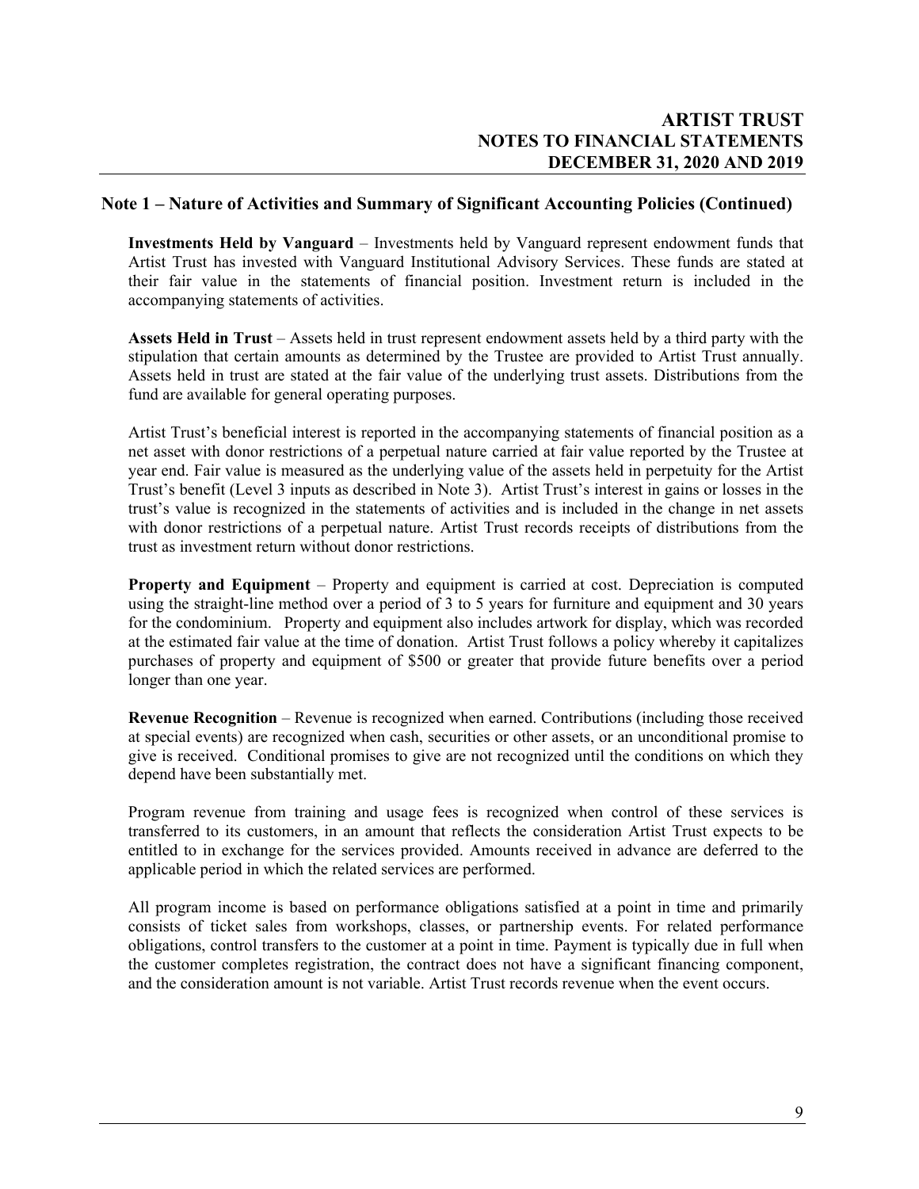## Note 1 – Nature of Activities and Summary of Significant Accounting Policies (Continued)

**Investments Held by Vanguard** – Investments held by Vanguard represent endowment funds that Artist Trust has invested with Vanguard Institutional Advisory Services. These funds are stated at their fair value in the statements of financial position. Investment return is included in the accompanying statements of activities.

**Assets Held in Trust** – Assets held in trust represent endowment assets held by a third party with the stipulation that certain amounts as determined by the Trustee are provided to Artist Trust annually. Assets held in trust are stated at the fair value of the underlying trust assets. Distributions from the fund are available for general operating purposes.

Artist Trust's beneficial interest is reported in the accompanying statements of financial position as a net asset with donor restrictions of a perpetual nature carried at fair value reported by the Trustee at year end. Fair value is measured as the underlying value of the assets held in perpetuity for the Artist Trust's benefit (Level 3 inputs as described in Note 3). Artist Trust's interest in gains or losses in the trust's value is recognized in the statements of activities and is included in the change in net assets with donor restrictions of a perpetual nature. Artist Trust records receipts of distributions from the trust as investment return without donor restrictions.

**Property and Equipment** – Property and equipment is carried at cost. Depreciation is computed using the straight-line method over a period of 3 to 5 years for furniture and equipment and 30 years for the condominium. Property and equipment also includes artwork for display, which was recorded at the estimated fair value at the time of donation. Artist Trust follows a policy whereby it capitalizes purchases of property and equipment of $500 or greater that provide future benefits over a period longer than one year.

**Revenue Recognition** – Revenue is recognized when earned. Contributions (including those received at special events) are recognized when cash, securities or other assets, or an unconditional promise to give is received. Conditional promises to give are not recognized until the conditions on which they depend have been substantially met.

Program revenue from training and usage fees is recognized when control of these services is transferred to its customers, in an amount that reflects the consideration Artist Trust expects to be entitled to in exchange for the services provided. Amounts received in advance are deferred to the applicable period in which the related services are performed.

All program income is based on performance obligations satisfied at a point in time and primarily consists of ticket sales from workshops, classes, or partnership events. For related performance obligations, control transfers to the customer at a point in time. Payment is typically due in full when the customer completes registration, the contract does not have a significant financing component, and the consideration amount is not variable. Artist Trust records revenue when the event occurs.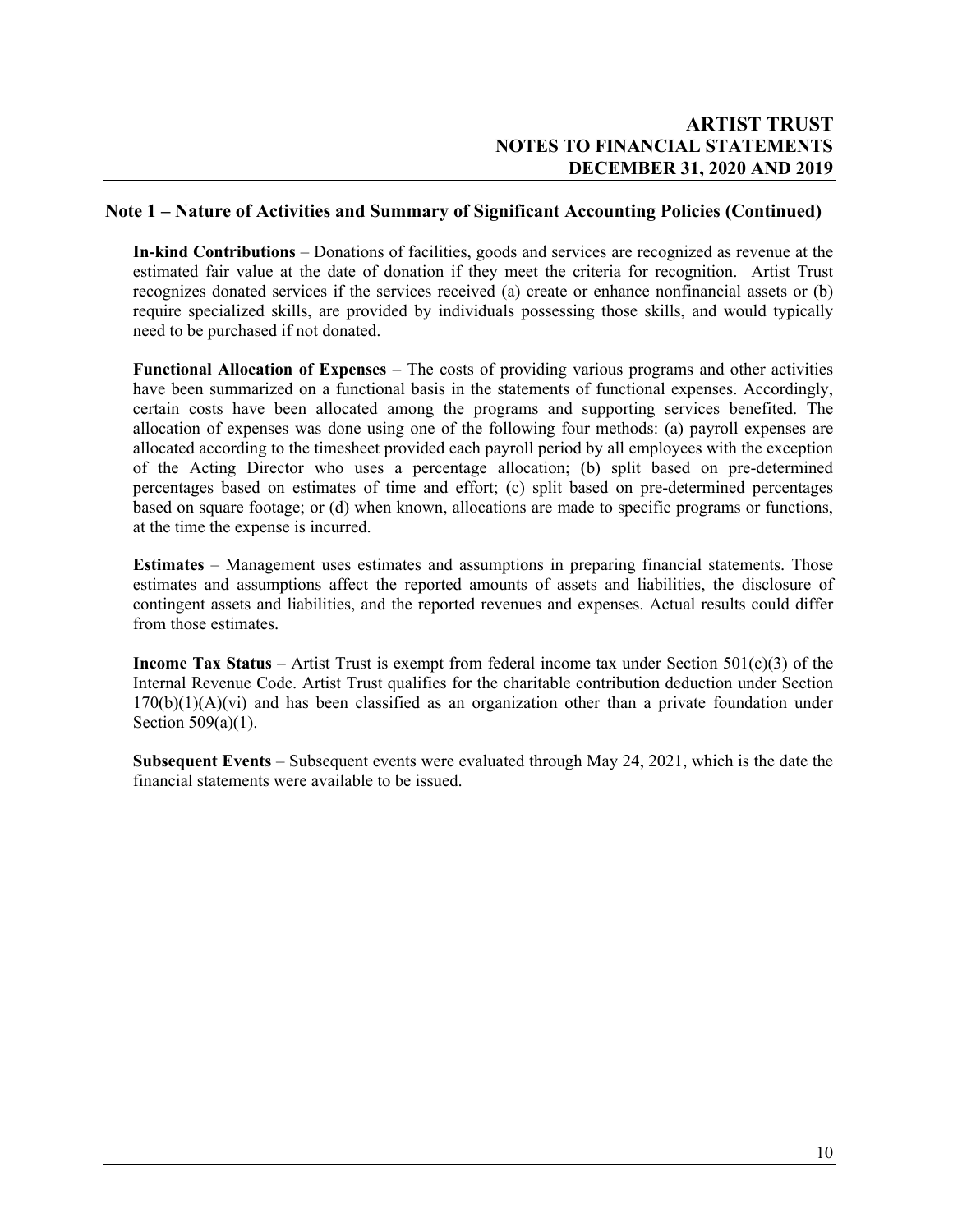## Note 1 – Nature of Activities and Summary of Significant Accounting Policies (Continued)

**In-kind Contributions** – Donations of facilities, goods and services are recognized as revenue at the estimated fair value at the date of donation if they meet the criteria for recognition. Artist Trust recognizes donated services if the services received (a) create or enhance nonfinancial assets or (b) require specialized skills, are provided by individuals possessing those skills, and would typically need to be purchased if not donated.

**Functional Allocation of Expenses** – The costs of providing various programs and other activities have been summarized on a functional basis in the statements of functional expenses. Accordingly, certain costs have been allocated among the programs and supporting services benefited. The allocation of expenses was done using one of the following four methods: (a) payroll expenses are allocated according to the timesheet provided each payroll period by all employees with the exception of the Acting Director who uses a percentage allocation; (b) split based on pre-determined percentages based on estimates of time and effort; (c) split based on pre-determined percentages based on square footage; or (d) when known, allocations are made to specific programs or functions, at the time the expense is incurred.

**Estimates** – Management uses estimates and assumptions in preparing financial statements. Those estimates and assumptions affect the reported amounts of assets and liabilities, the disclosure of contingent assets and liabilities, and the reported revenues and expenses. Actual results could differ from those estimates.

**Income Tax Status** – Artist Trust is exempt from federal income tax under Section 501(c)(3) of the Internal Revenue Code. Artist Trust qualifies for the charitable contribution deduction under Section 170(b)(1)(A)(vi) and has been classified as an organization other than a private foundation under Section 509(a)(1).

**Subsequent Events** – Subsequent events were evaluated through May 24, 2021, which is the date the financial statements were available to be issued.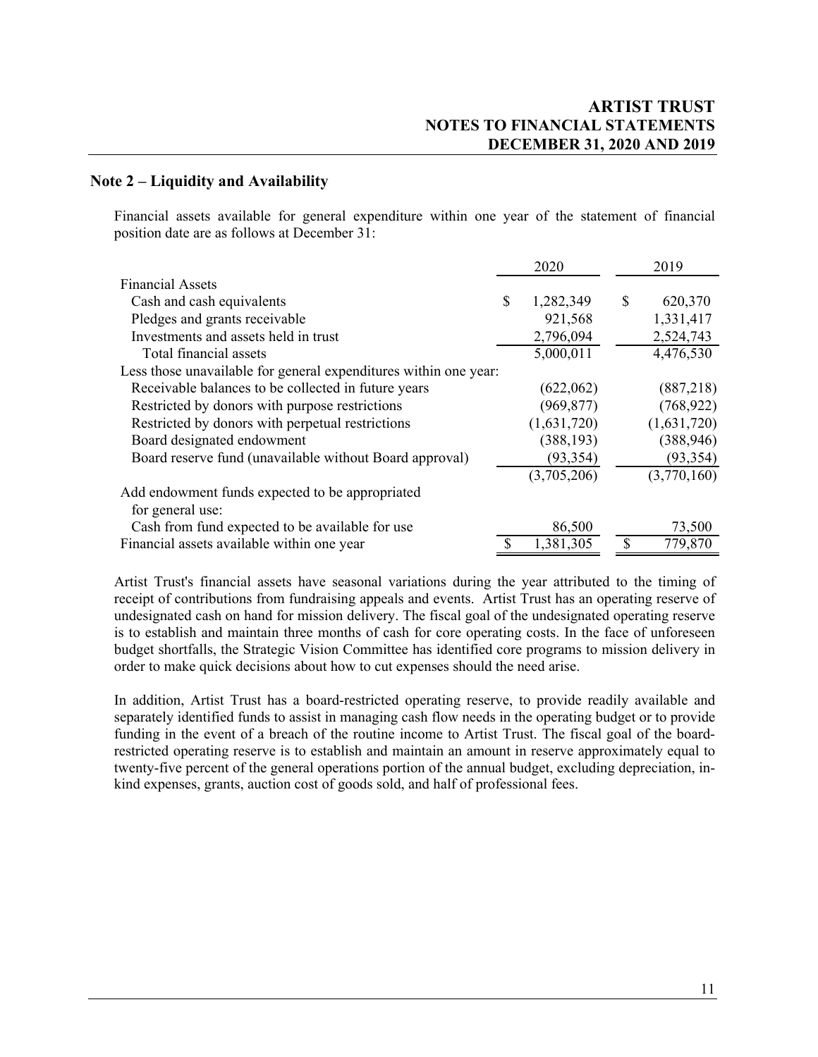## Note 2 – Liquidity and Availability

Financial assets available for general expenditure within one year of the statement of financial position date are as follows at December 31:

| | 2020 | 2019 |
|---|---|---|
| Financial Assets | | |
| Cash and cash equivalents | $ 1,282,349 | $ 620,370 |
| Pledges and grants receivable | 921,568 | 1,331,417 |
| Investments and assets held in trust | 2,796,094 | 2,524,743 |
| Total financial assets | 5,000,011 | 4,476,530 |
| Less those unavailable for general expenditures within one year: | | |
| Receivable balances to be collected in future years | (622,062) | (887,218) |
| Restricted by donors with purpose restrictions | (969,877) | (768,922) |
| Restricted by donors with perpetual restrictions | (1,631,720) | (1,631,720) |
| Board designated endowment | (388,193) | (388,946) |
| Board reserve fund (unavailable without Board approval) | (93,354) | (93,354) |
| | (3,705,206) | (3,770,160) |
| Add endowment funds expected to be appropriated for general use: | | |
| Cash from fund expected to be available for use | 86,500 | 73,500 |
| Financial assets available within one year | $ 1,381,305 | $ 779,870 |

Artist Trust's financial assets have seasonal variations during the year attributed to the timing of receipt of contributions from fundraising appeals and events. Artist Trust has an operating reserve of undesignated cash on hand for mission delivery. The fiscal goal of the undesignated operating reserve is to establish and maintain three months of cash for core operating costs. In the face of unforeseen budget shortfalls, the Strategic Vision Committee has identified core programs to mission delivery in order to make quick decisions about how to cut expenses should the need arise.

In addition, Artist Trust has a board-restricted operating reserve, to provide readily available and separately identified funds to assist in managing cash flow needs in the operating budget or to provide funding in the event of a breach of the routine income to Artist Trust. The fiscal goal of the board-restricted operating reserve is to establish and maintain an amount in reserve approximately equal to twenty-five percent of the general operations portion of the annual budget, excluding depreciation, in-kind expenses, grants, auction cost of goods sold, and half of professional fees.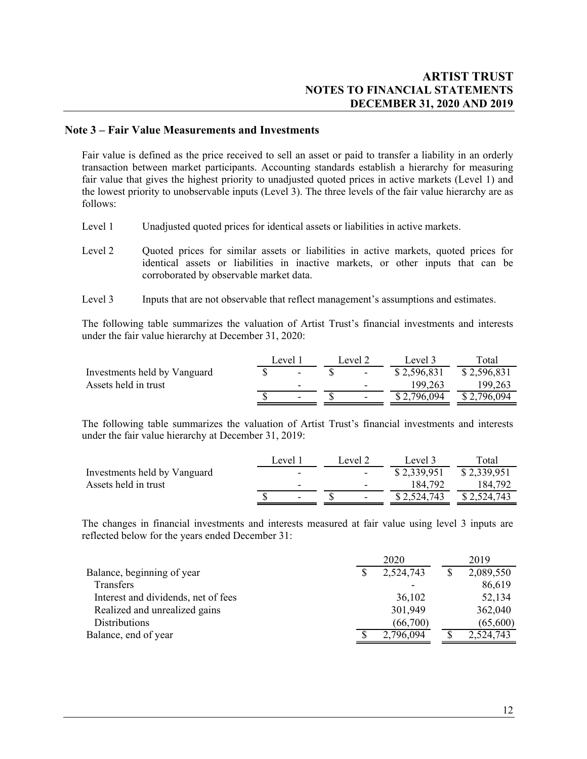## Note 3 – Fair Value Measurements and Investments

Fair value is defined as the price received to sell an asset or paid to transfer a liability in an orderly transaction between market participants. Accounting standards establish a hierarchy for measuring fair value that gives the highest priority to unadjusted quoted prices in active markets (Level 1) and the lowest priority to unobservable inputs (Level 3). The three levels of the fair value hierarchy are as follows:

- Level 1 Unadjusted quoted prices for identical assets or liabilities in active markets.
- Level 2 Quoted prices for similar assets or liabilities in active markets, quoted prices for identical assets or liabilities in inactive markets, or other inputs that can be corroborated by observable market data.
- Level 3 Inputs that are not observable that reflect management's assumptions and estimates.

The following table summarizes the valuation of Artist Trust's financial investments and interests under the fair value hierarchy at December 31, 2020:

| | Level 1 | Level 2 | Level 3 | Total |
|---|---|---|---|---|
| Investments held by Vanguard | $ - | $ - | $ 2,596,831 | $ 2,596,831 |
| Assets held in trust | - | - | 199,263 | 199,263 |
| | $ - | $ - | $ 2,796,094 | $ 2,796,094 |

The following table summarizes the valuation of Artist Trust's financial investments and interests under the fair value hierarchy at December 31, 2019:

| | Level 1 | Level 2 | Level 3 | Total |
|---|---|---|---|---|
| Investments held by Vanguard | - | - | $ 2,339,951 | $ 2,339,951 |
| Assets held in trust | - | - | 184,792 | 184,792 |
| | $ - | $ - | $ 2,524,743 | $ 2,524,743 |

The changes in financial investments and interests measured at fair value using level 3 inputs are reflected below for the years ended December 31:

| | 2020 | 2019 |
|---|---|---|
| Balance, beginning of year | $ 2,524,743 | $ 2,089,550 |
| Transfers | - | 86,619 |
| Interest and dividends, net of fees | 36,102 | 52,134 |
| Realized and unrealized gains | 301,949 | 362,040 |
| Distributions | (66,700) | (65,600) |
| Balance, end of year | $ 2,796,094 | $ 2,524,743 |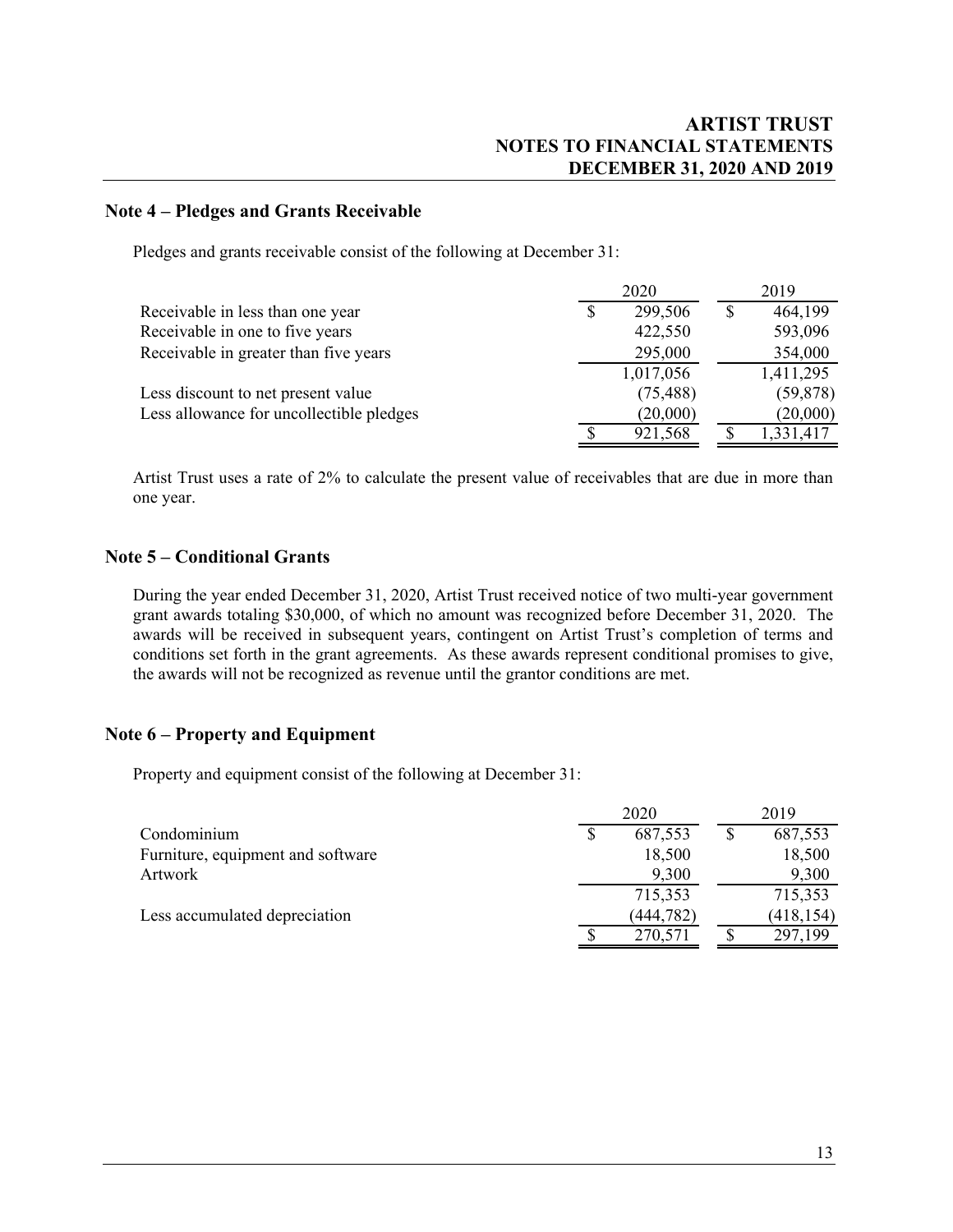## Note 4 – Pledges and Grants Receivable

Pledges and grants receivable consist of the following at December 31:

| | 2020 | 2019 |
|---|---|---|
| Receivable in less than one year | $ 299,506 | $ 464,199 |
| Receivable in one to five years | 422,550 | 593,096 |
| Receivable in greater than five years | 295,000 | 354,000 |
| | 1,017,056 | 1,411,295 |
| Less discount to net present value | (75,488) | (59,878) |
| Less allowance for uncollectible pledges | (20,000) | (20,000) |
| | $ 921,568 | $ 1,331,417 |

Artist Trust uses a rate of 2% to calculate the present value of receivables that are due in more than one year.

## Note 5 – Conditional Grants

During the year ended December 31, 2020, Artist Trust received notice of two multi-year government grant awards totaling $30,000, of which no amount was recognized before December 31, 2020. The awards will be received in subsequent years, contingent on Artist Trust's completion of terms and conditions set forth in the grant agreements. As these awards represent conditional promises to give, the awards will not be recognized as revenue until the grantor conditions are met.

## Note 6 – Property and Equipment

Property and equipment consist of the following at December 31:

| | 2020 | 2019 |
|---|---|---|
| Condominium | $ 687,553 | $ 687,553 |
| Furniture, equipment and software | 18,500 | 18,500 |
| Artwork | 9,300 | 9,300 |
| | 715,353 | 715,353 |
| Less accumulated depreciation | (444,782) | (418,154) |
| | $ 270,571 | $ 297,199 |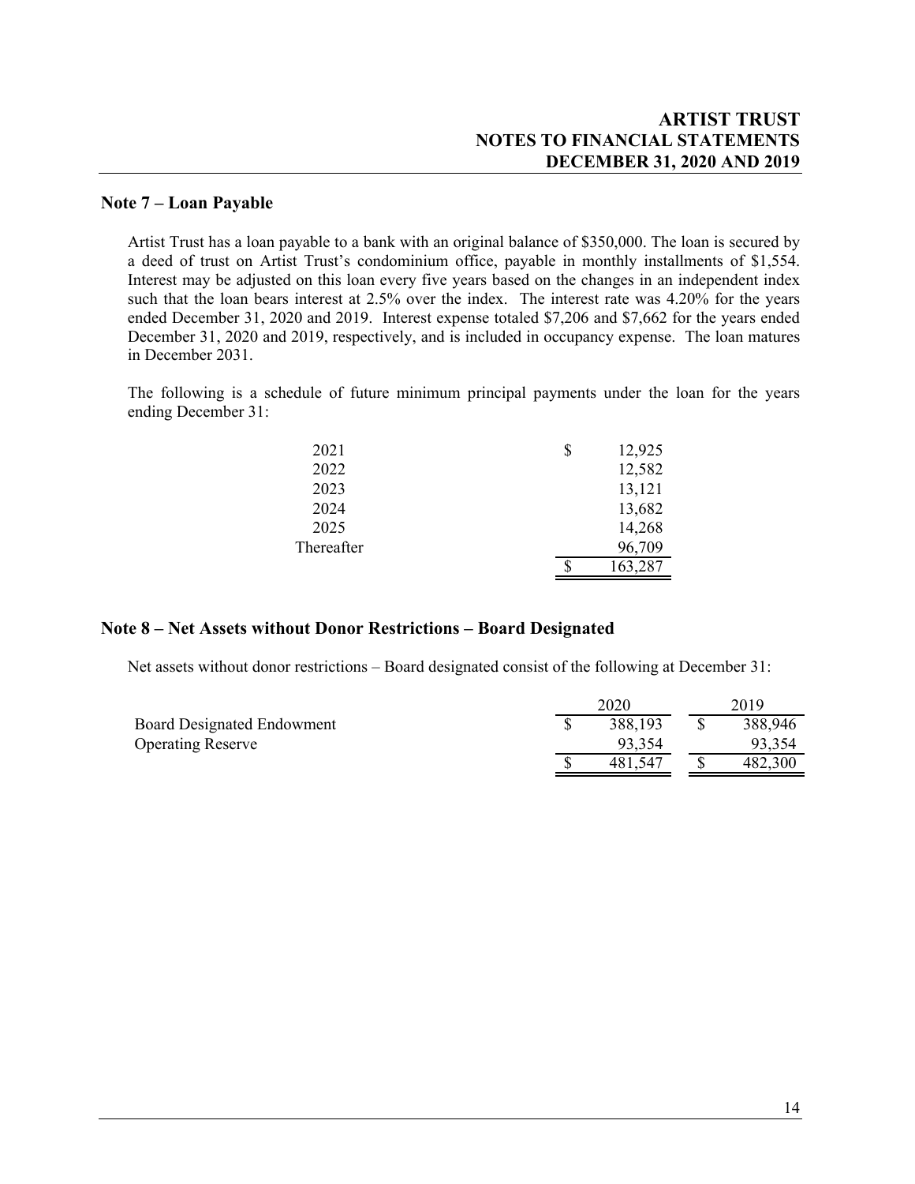## Note 7 – Loan Payable

Artist Trust has a loan payable to a bank with an original balance of $350,000. The loan is secured by a deed of trust on Artist Trust's condominium office, payable in monthly installments of $1,554. Interest may be adjusted on this loan every five years based on the changes in an independent index such that the loan bears interest at 2.5% over the index. The interest rate was 4.20% for the years ended December 31, 2020 and 2019. Interest expense totaled $7,206 and $7,662 for the years ended December 31, 2020 and 2019, respectively, and is included in occupancy expense. The loan matures in December 2031.

The following is a schedule of future minimum principal payments under the loan for the years ending December 31:

| | |
|---|---|
| 2021 | $ 12,925 |
| 2022 | 12,582 |
| 2023 | 13,121 |
| 2024 | 13,682 |
| 2025 | 14,268 |
| Thereafter | 96,709 |
| | $ 163,287 |

## Note 8 – Net Assets without Donor Restrictions – Board Designated

Net assets without donor restrictions – Board designated consist of the following at December 31:

| | 2020 | 2019 |
|---|---|---|
| Board Designated Endowment | $ 388,193 | $ 388,946 |
| Operating Reserve | 93,354 | 93,354 |
| | $ 481,547 | $ 482,300 |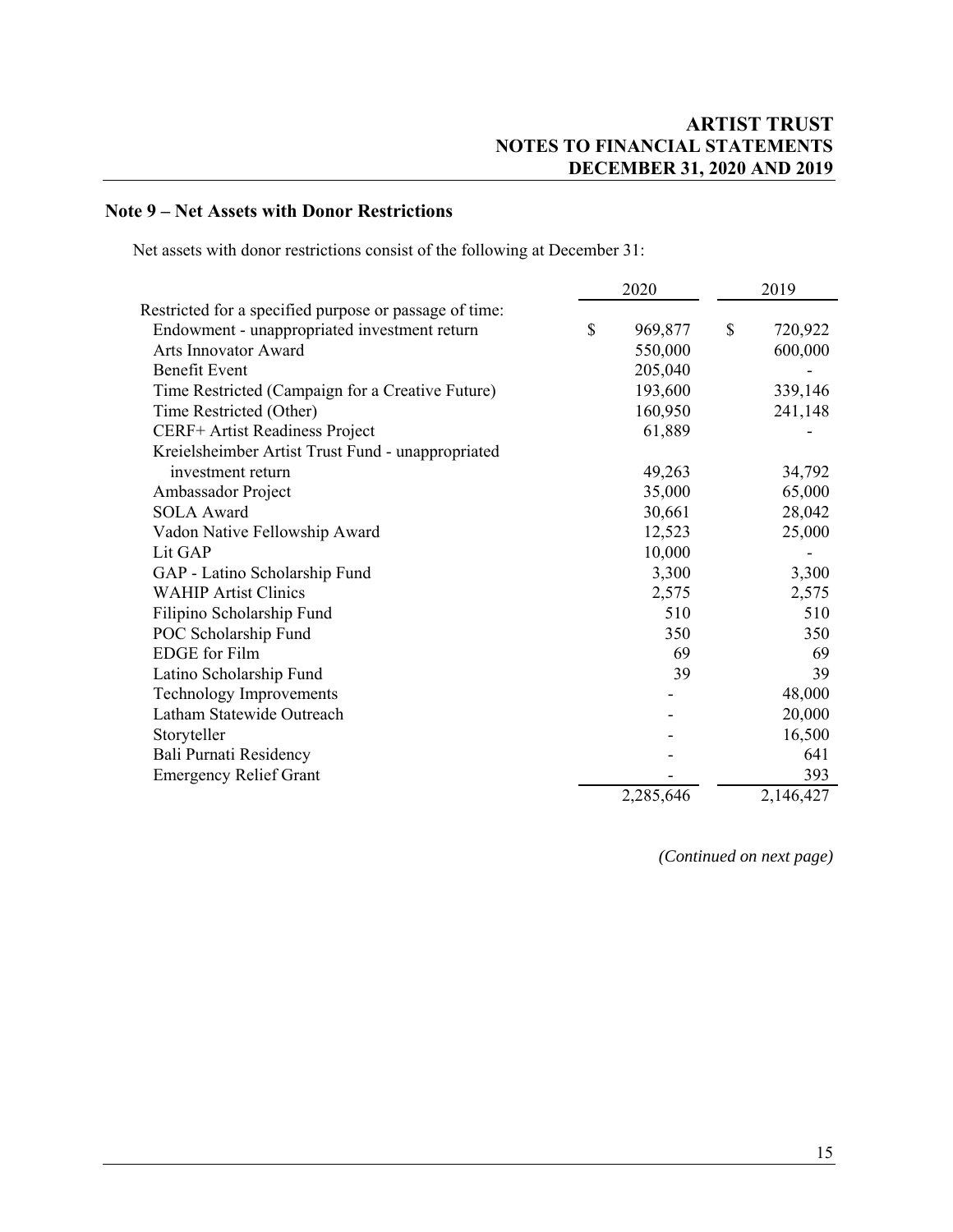## Note 9 – Net Assets with Donor Restrictions

Net assets with donor restrictions consist of the following at December 31:

| | 2020 | 2019 |
|---|---|---|
| Restricted for a specified purpose or passage of time: | | |
| Endowment - unappropriated investment return | $ 969,877 | $ 720,922 |
| Arts Innovator Award | 550,000 | 600,000 |
| Benefit Event | 205,040 | - |
| Time Restricted (Campaign for a Creative Future) | 193,600 | 339,146 |
| Time Restricted (Other) | 160,950 | 241,148 |
| CERF+ Artist Readiness Project | 61,889 | - |
| Kreielsheimber Artist Trust Fund - unappropriated investment return | 49,263 | 34,792 |
| Ambassador Project | 35,000 | 65,000 |
| SOLA Award | 30,661 | 28,042 |
| Vadon Native Fellowship Award | 12,523 | 25,000 |
| Lit GAP | 10,000 | - |
| GAP - Latino Scholarship Fund | 3,300 | 3,300 |
| WAHIP Artist Clinics | 2,575 | 2,575 |
| Filipino Scholarship Fund | 510 | 510 |
| POC Scholarship Fund | 350 | 350 |
| EDGE for Film | 69 | 69 |
| Latino Scholarship Fund | 39 | 39 |
| Technology Improvements | - | 48,000 |
| Latham Statewide Outreach | - | 20,000 |
| Storyteller | - | 16,500 |
| Bali Purnati Residency | - | 641 |
| Emergency Relief Grant | - | 393 |
| | 2,285,646 | 2,146,427 |

*(Continued on next page)*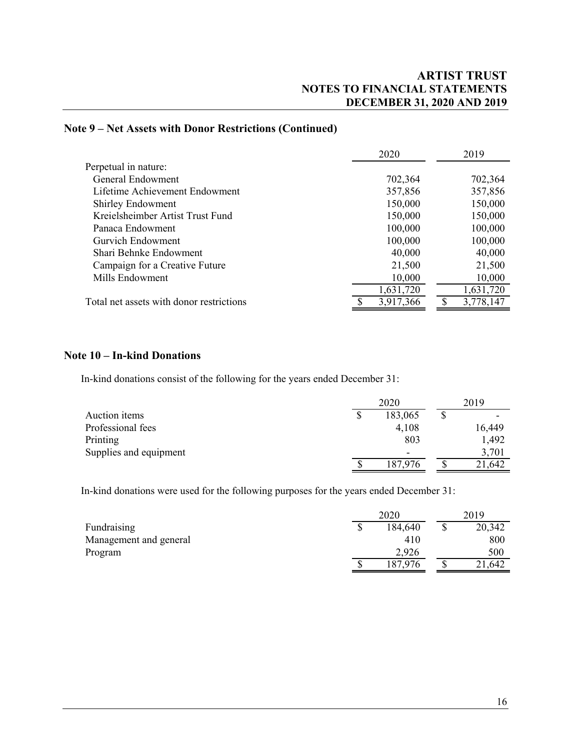## Note 9 – Net Assets with Donor Restrictions (Continued)

| | 2020 | 2019 |
|---|---|---|
| Perpetual in nature: | | |
| General Endowment | 702,364 | 702,364 |
| Lifetime Achievement Endowment | 357,856 | 357,856 |
| Shirley Endowment | 150,000 | 150,000 |
| Kreielsheimber Artist Trust Fund | 150,000 | 150,000 |
| Panaca Endowment | 100,000 | 100,000 |
| Gurvich Endowment | 100,000 | 100,000 |
| Shari Behnke Endowment | 40,000 | 40,000 |
| Campaign for a Creative Future | 21,500 | 21,500 |
| Mills Endowment | 10,000 | 10,000 |
| | 1,631,720 | 1,631,720 |
| Total net assets with donor restrictions | $ 3,917,366 | $ 3,778,147 |

## Note 10 – In-kind Donations

In-kind donations consist of the following for the years ended December 31:

| | 2020 | 2019 |
|---|---|---|
| Auction items | $ 183,065 | $ - |
| Professional fees | 4,108 | 16,449 |
| Printing | 803 | 1,492 |
| Supplies and equipment | - | 3,701 |
| | $ 187,976 | $ 21,642 |

In-kind donations were used for the following purposes for the years ended December 31:

| | 2020 | 2019 |
|---|---|---|
| Fundraising | $ 184,640 | $ 20,342 |
| Management and general | 410 | 800 |
| Program | 2,926 | 500 |
| | $ 187,976 | $ 21,642 |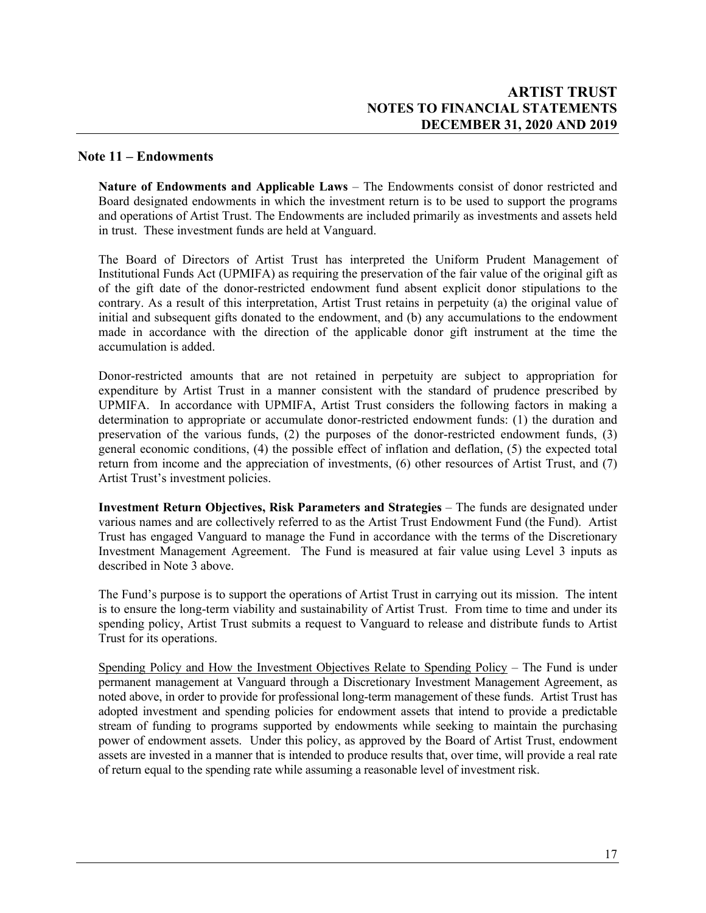## Note 11 – Endowments

**Nature of Endowments and Applicable Laws** – The Endowments consist of donor restricted and Board designated endowments in which the investment return is to be used to support the programs and operations of Artist Trust. The Endowments are included primarily as investments and assets held in trust. These investment funds are held at Vanguard.

The Board of Directors of Artist Trust has interpreted the Uniform Prudent Management of Institutional Funds Act (UPMIFA) as requiring the preservation of the fair value of the original gift as of the gift date of the donor-restricted endowment fund absent explicit donor stipulations to the contrary. As a result of this interpretation, Artist Trust retains in perpetuity (a) the original value of initial and subsequent gifts donated to the endowment, and (b) any accumulations to the endowment made in accordance with the direction of the applicable donor gift instrument at the time the accumulation is added.

Donor-restricted amounts that are not retained in perpetuity are subject to appropriation for expenditure by Artist Trust in a manner consistent with the standard of prudence prescribed by UPMIFA. In accordance with UPMIFA, Artist Trust considers the following factors in making a determination to appropriate or accumulate donor-restricted endowment funds: (1) the duration and preservation of the various funds, (2) the purposes of the donor-restricted endowment funds, (3) general economic conditions, (4) the possible effect of inflation and deflation, (5) the expected total return from income and the appreciation of investments, (6) other resources of Artist Trust, and (7) Artist Trust's investment policies.

**Investment Return Objectives, Risk Parameters and Strategies** – The funds are designated under various names and are collectively referred to as the Artist Trust Endowment Fund (the Fund). Artist Trust has engaged Vanguard to manage the Fund in accordance with the terms of the Discretionary Investment Management Agreement. The Fund is measured at fair value using Level 3 inputs as described in Note 3 above.

The Fund's purpose is to support the operations of Artist Trust in carrying out its mission. The intent is to ensure the long-term viability and sustainability of Artist Trust. From time to time and under its spending policy, Artist Trust submits a request to Vanguard to release and distribute funds to Artist Trust for its operations.

Spending Policy and How the Investment Objectives Relate to Spending Policy – The Fund is under permanent management at Vanguard through a Discretionary Investment Management Agreement, as noted above, in order to provide for professional long-term management of these funds. Artist Trust has adopted investment and spending policies for endowment assets that intend to provide a predictable stream of funding to programs supported by endowments while seeking to maintain the purchasing power of endowment assets. Under this policy, as approved by the Board of Artist Trust, endowment assets are invested in a manner that is intended to produce results that, over time, will provide a real rate of return equal to the spending rate while assuming a reasonable level of investment risk.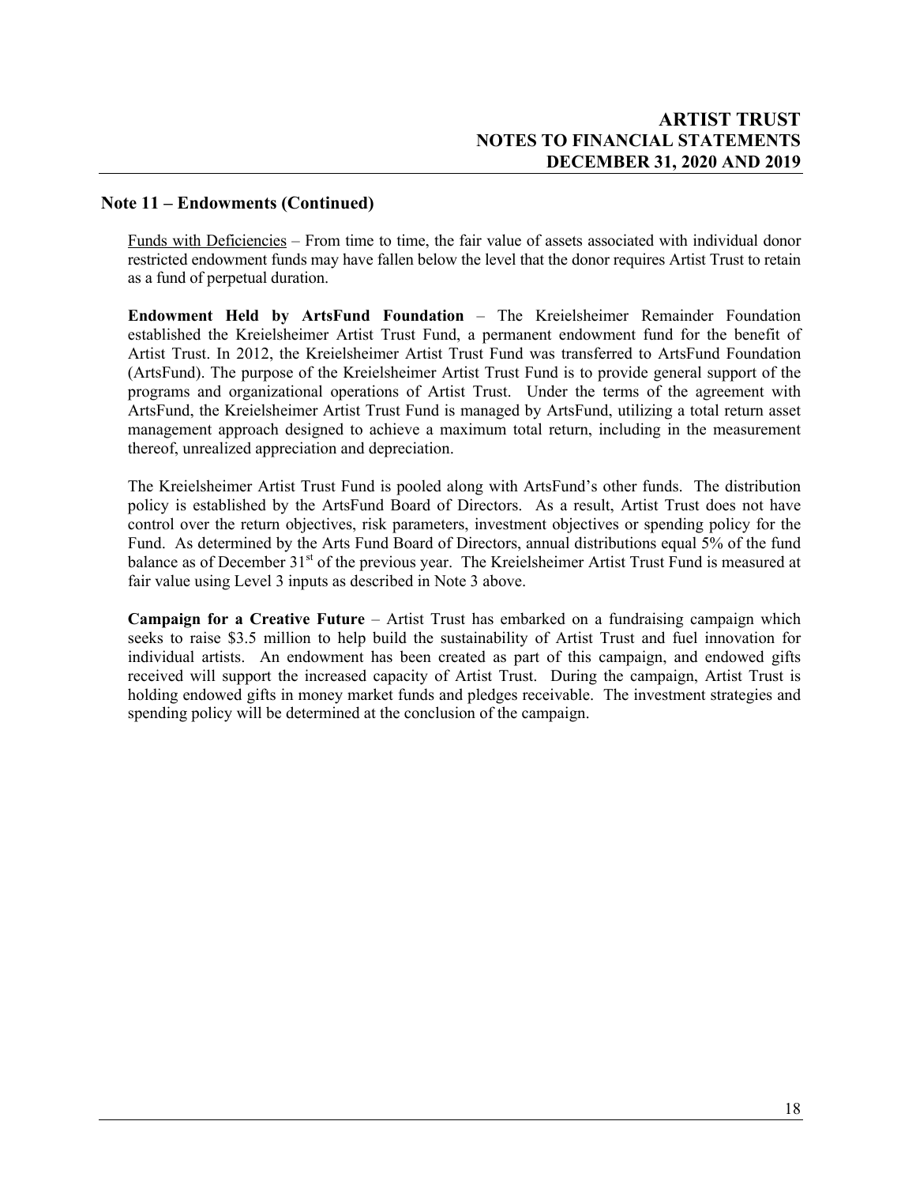## Note 11 – Endowments (Continued)

Funds with Deficiencies – From time to time, the fair value of assets associated with individual donor restricted endowment funds may have fallen below the level that the donor requires Artist Trust to retain as a fund of perpetual duration.

**Endowment Held by ArtsFund Foundation** – The Kreielsheimer Remainder Foundation established the Kreielsheimer Artist Trust Fund, a permanent endowment fund for the benefit of Artist Trust. In 2012, the Kreielsheimer Artist Trust Fund was transferred to ArtsFund Foundation (ArtsFund). The purpose of the Kreielsheimer Artist Trust Fund is to provide general support of the programs and organizational operations of Artist Trust. Under the terms of the agreement with ArtsFund, the Kreielsheimer Artist Trust Fund is managed by ArtsFund, utilizing a total return asset management approach designed to achieve a maximum total return, including in the measurement thereof, unrealized appreciation and depreciation.

The Kreielsheimer Artist Trust Fund is pooled along with ArtsFund's other funds. The distribution policy is established by the ArtsFund Board of Directors. As a result, Artist Trust does not have control over the return objectives, risk parameters, investment objectives or spending policy for the Fund. As determined by the Arts Fund Board of Directors, annual distributions equal 5% of the fund balance as of December 31st of the previous year. The Kreielsheimer Artist Trust Fund is measured at fair value using Level 3 inputs as described in Note 3 above.

**Campaign for a Creative Future** – Artist Trust has embarked on a fundraising campaign which seeks to raise $3.5 million to help build the sustainability of Artist Trust and fuel innovation for individual artists. An endowment has been created as part of this campaign, and endowed gifts received will support the increased capacity of Artist Trust. During the campaign, Artist Trust is holding endowed gifts in money market funds and pledges receivable. The investment strategies and spending policy will be determined at the conclusion of the campaign.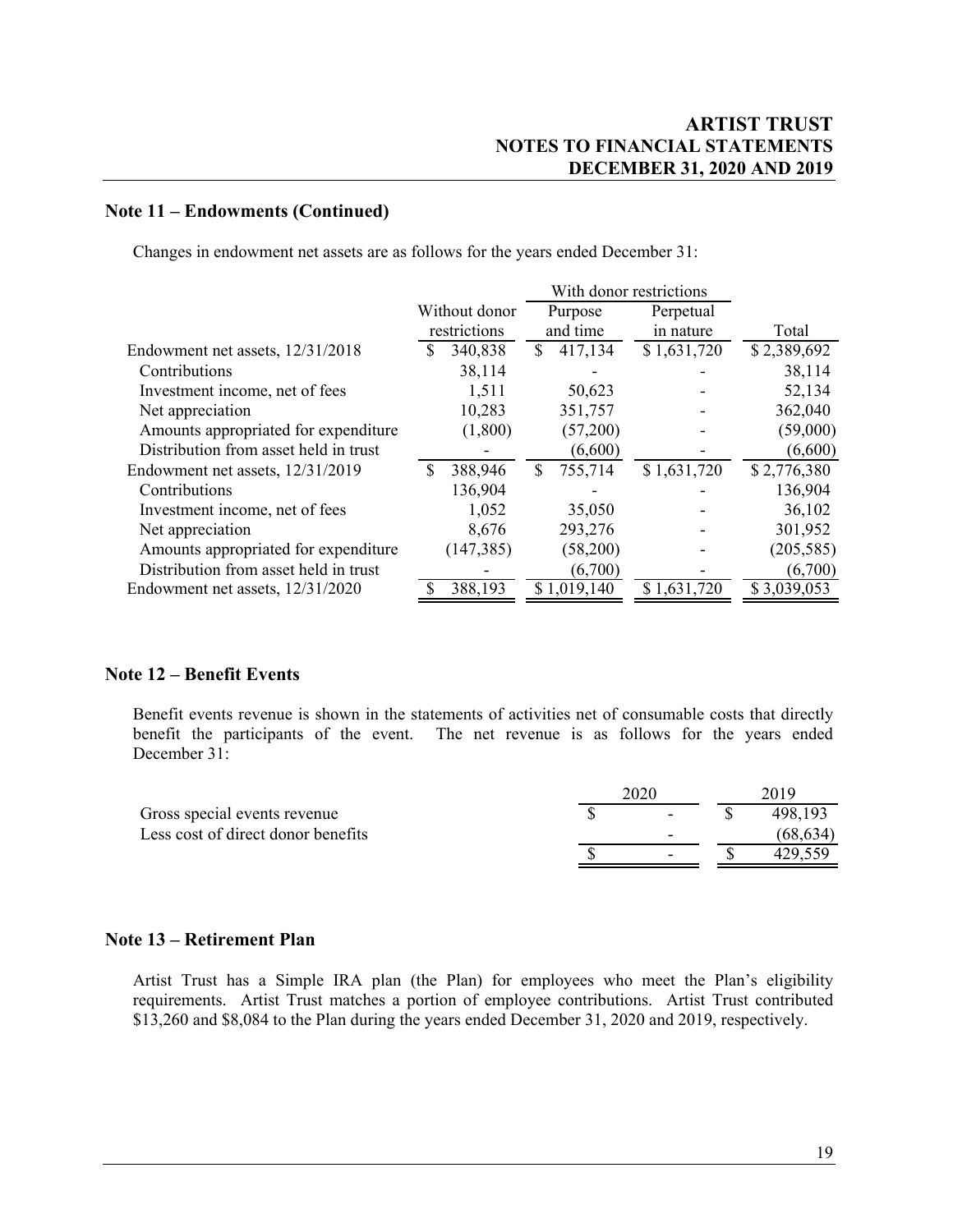## Note 11 – Endowments (Continued)

Changes in endowment net assets are as follows for the years ended December 31:

| | Without donor restrictions | With donor restrictions | | Total |
|---|---|---|---|---|
| | | Purpose and time | Perpetual in nature | |
| Endowment net assets, 12/31/2018 | $ 340,838 | $ 417,134 | $ 1,631,720 | $ 2,389,692 |
| Contributions | 38,114 | - | - | 38,114 |
| Investment income, net of fees | 1,511 | 50,623 | - | 52,134 |
| Net appreciation | 10,283 | 351,757 | - | 362,040 |
| Amounts appropriated for expenditure | (1,800) | (57,200) | - | (59,000) |
| Distribution from asset held in trust | - | (6,600) | - | (6,600) |
| Endowment net assets, 12/31/2019 | $ 388,946 | $ 755,714 | $ 1,631,720 | $ 2,776,380 |
| Contributions | 136,904 | - | - | 136,904 |
| Investment income, net of fees | 1,052 | 35,050 | - | 36,102 |
| Net appreciation | 8,676 | 293,276 | - | 301,952 |
| Amounts appropriated for expenditure | (147,385) | (58,200) | - | (205,585) |
| Distribution from asset held in trust | - | (6,700) | - | (6,700) |
| Endowment net assets, 12/31/2020 | $ 388,193 | $ 1,019,140 | $ 1,631,720 | $ 3,039,053 |

## Note 12 – Benefit Events

Benefit events revenue is shown in the statements of activities net of consumable costs that directly benefit the participants of the event. The net revenue is as follows for the years ended December 31:

| | 2020 | 2019 |
|---|---|---|
| Gross special events revenue | $ - | $ 498,193 |
| Less cost of direct donor benefits | - | (68,634) |
| | $ - | $ 429,559 |

## Note 13 – Retirement Plan

Artist Trust has a Simple IRA plan (the Plan) for employees who meet the Plan's eligibility requirements. Artist Trust matches a portion of employee contributions. Artist Trust contributed $13,260 and $8,084 to the Plan during the years ended December 31, 2020 and 2019, respectively.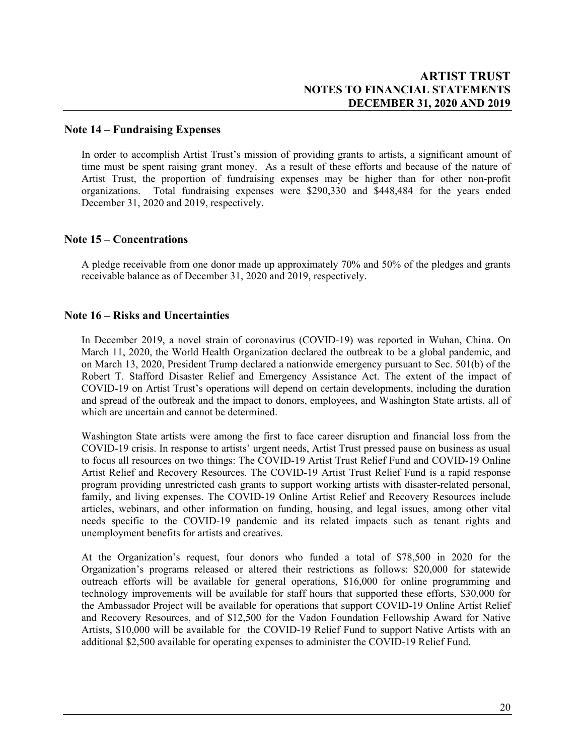## Note 14 – Fundraising Expenses

In order to accomplish Artist Trust's mission of providing grants to artists, a significant amount of time must be spent raising grant money. As a result of these efforts and because of the nature of Artist Trust, the proportion of fundraising expenses may be higher than for other non-profit organizations. Total fundraising expenses were $290,330 and $448,484 for the years ended December 31, 2020 and 2019, respectively.

## Note 15 – Concentrations

A pledge receivable from one donor made up approximately 70% and 50% of the pledges and grants receivable balance as of December 31, 2020 and 2019, respectively.

## Note 16 – Risks and Uncertainties

In December 2019, a novel strain of coronavirus (COVID-19) was reported in Wuhan, China. On March 11, 2020, the World Health Organization declared the outbreak to be a global pandemic, and on March 13, 2020, President Trump declared a nationwide emergency pursuant to Sec. 501(b) of the Robert T. Stafford Disaster Relief and Emergency Assistance Act. The extent of the impact of COVID-19 on Artist Trust's operations will depend on certain developments, including the duration and spread of the outbreak and the impact to donors, employees, and Washington State artists, all of which are uncertain and cannot be determined.

Washington State artists were among the first to face career disruption and financial loss from the COVID-19 crisis. In response to artists' urgent needs, Artist Trust pressed pause on business as usual to focus all resources on two things: The COVID-19 Artist Trust Relief Fund and COVID-19 Online Artist Relief and Recovery Resources. The COVID-19 Artist Trust Relief Fund is a rapid response program providing unrestricted cash grants to support working artists with disaster-related personal, family, and living expenses. The COVID-19 Online Artist Relief and Recovery Resources include articles, webinars, and other information on funding, housing, and legal issues, among other vital needs specific to the COVID-19 pandemic and its related impacts such as tenant rights and unemployment benefits for artists and creatives.

At the Organization's request, four donors who funded a total of $78,500 in 2020 for the Organization's programs released or altered their restrictions as follows: $20,000 for statewide outreach efforts will be available for general operations, $16,000 for online programming and technology improvements will be available for staff hours that supported these efforts, $30,000 for the Ambassador Project will be available for operations that support COVID-19 Online Artist Relief and Recovery Resources, and of $12,500 for the Vadon Foundation Fellowship Award for Native Artists, $10,000 will be available for the COVID-19 Relief Fund to support Native Artists with an additional $2,500 available for operating expenses to administer the COVID-19 Relief Fund.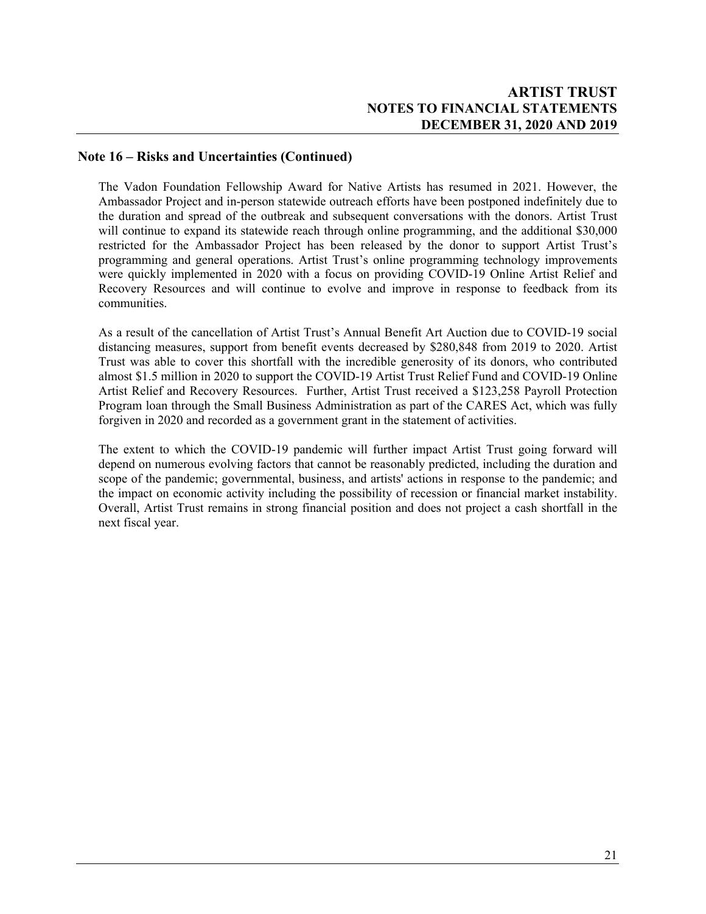## Note 16 – Risks and Uncertainties (Continued)

The Vadon Foundation Fellowship Award for Native Artists has resumed in 2021. However, the Ambassador Project and in-person statewide outreach efforts have been postponed indefinitely due to the duration and spread of the outbreak and subsequent conversations with the donors. Artist Trust will continue to expand its statewide reach through online programming, and the additional $30,000 restricted for the Ambassador Project has been released by the donor to support Artist Trust's programming and general operations. Artist Trust's online programming technology improvements were quickly implemented in 2020 with a focus on providing COVID-19 Online Artist Relief and Recovery Resources and will continue to evolve and improve in response to feedback from its communities.

As a result of the cancellation of Artist Trust's Annual Benefit Art Auction due to COVID-19 social distancing measures, support from benefit events decreased by $280,848 from 2019 to 2020. Artist Trust was able to cover this shortfall with the incredible generosity of its donors, who contributed almost $1.5 million in 2020 to support the COVID-19 Artist Trust Relief Fund and COVID-19 Online Artist Relief and Recovery Resources. Further, Artist Trust received a $123,258 Payroll Protection Program loan through the Small Business Administration as part of the CARES Act, which was fully forgiven in 2020 and recorded as a government grant in the statement of activities.

The extent to which the COVID-19 pandemic will further impact Artist Trust going forward will depend on numerous evolving factors that cannot be reasonably predicted, including the duration and scope of the pandemic; governmental, business, and artists' actions in response to the pandemic; and the impact on economic activity including the possibility of recession or financial market instability. Overall, Artist Trust remains in strong financial position and does not project a cash shortfall in the next fiscal year.